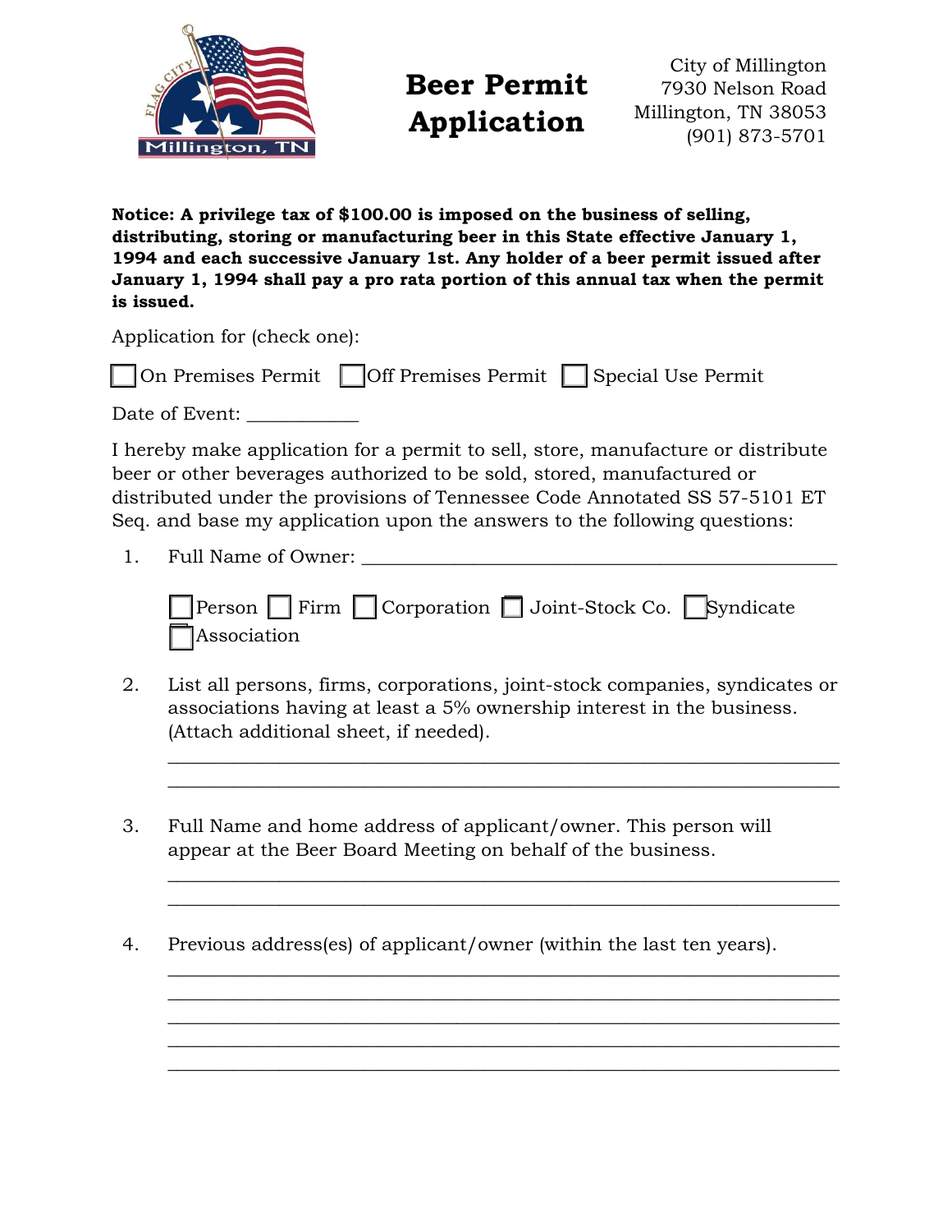City of Millington
7930 Nelson Road
Millington, TN 38053
(901) 873-5701

# Beer Permit Application

**Notice: A privilege tax of $100.00 is imposed on the business of selling, distributing, storing or manufacturing beer in this State effective January 1, 1994 and each successive January 1st. Any holder of a beer permit issued after January 1, 1994 shall pay a pro rata portion of this annual tax when the permit is issued.**

Application for (check one):

☐ On Premises Permit ☐ Off Premises Permit ☐ Special Use Permit

Date of Event: ___________

I hereby make application for a permit to sell, store, manufacture or distribute beer or other beverages authorized to be sold, stored, manufactured or distributed under the provisions of Tennessee Code Annotated SS 57-5101 ET Seq. and base my application upon the answers to the following questions:

1. Full Name of Owner: ______________________________________________

   ☐ Person ☐ Firm ☐ Corporation ☐ Joint-Stock Co. ☐ Syndicate ☐ Association

2. List all persons, firms, corporations, joint-stock companies, syndicates or associations having at least a 5% ownership interest in the business. (Attach additional sheet, if needed).

   ______________________________________________________________
   ______________________________________________________________

3. Full Name and home address of applicant/owner. This person will appear at the Beer Board Meeting on behalf of the business.

   ______________________________________________________________
   ______________________________________________________________

4. Previous address(es) of applicant/owner (within the last ten years).

   ______________________________________________________________
   ______________________________________________________________
   ______________________________________________________________
   ______________________________________________________________
   ______________________________________________________________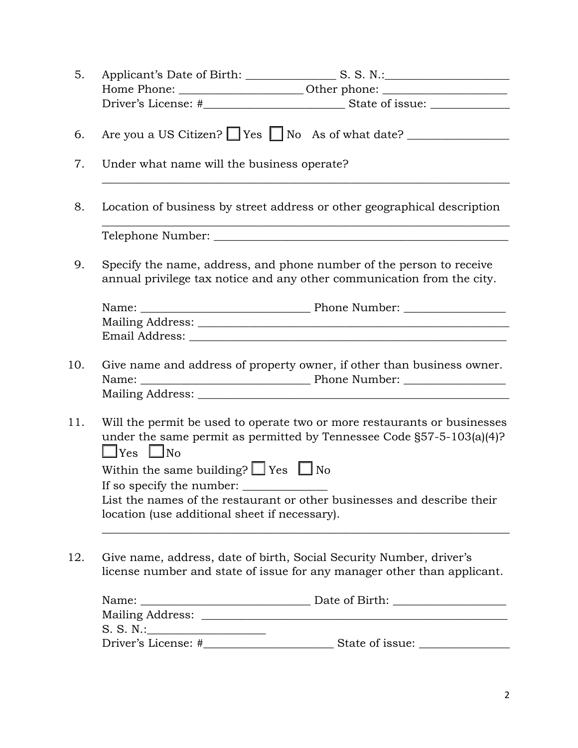5. Applicant's Date of Birth: _______________ S. S. N.:_____________________
   Home Phone: _____________________ Other phone: _____________________
   Driver's License: #________________________ State of issue: _____________

6. Are you a US Citizen? ☐ Yes ☐ No As of what date? _________________

7. Under what name will the business operate?
   _____________________________________________________________________

8. Location of business by street address or other geographical description
   _____________________________________________________________________
   Telephone Number: ___________________________________________________

9. Specify the name, address, and phone number of the person to receive annual privilege tax notice and any other communication from the city.

   Name: _____________________________ Phone Number: _________________
   Mailing Address: _____________________________________________________
   Email Address: _______________________________________________________

10. Give name and address of property owner, if other than business owner.
    Name: _____________________________ Phone Number: _________________
    Mailing Address: _____________________________________________________

11. Will the permit be used to operate two or more restaurants or businesses under the same permit as permitted by Tennessee Code §57-5-103(a)(4)?
    ☐ Yes ☐ No
    Within the same building? ☐ Yes ☐ No
    If so specify the number: ______________
    List the names of the restaurant or other businesses and describe their location (use additional sheet if necessary).
    _____________________________________________________________________

12. Give name, address, date of birth, Social Security Number, driver's license number and state of issue for any manager other than applicant.

    Name: _____________________________ Date of Birth: ___________________
    Mailing Address: _____________________________________________________
    S. S. N.:___________________
    Driver's License: #______________________ State of issue: _______________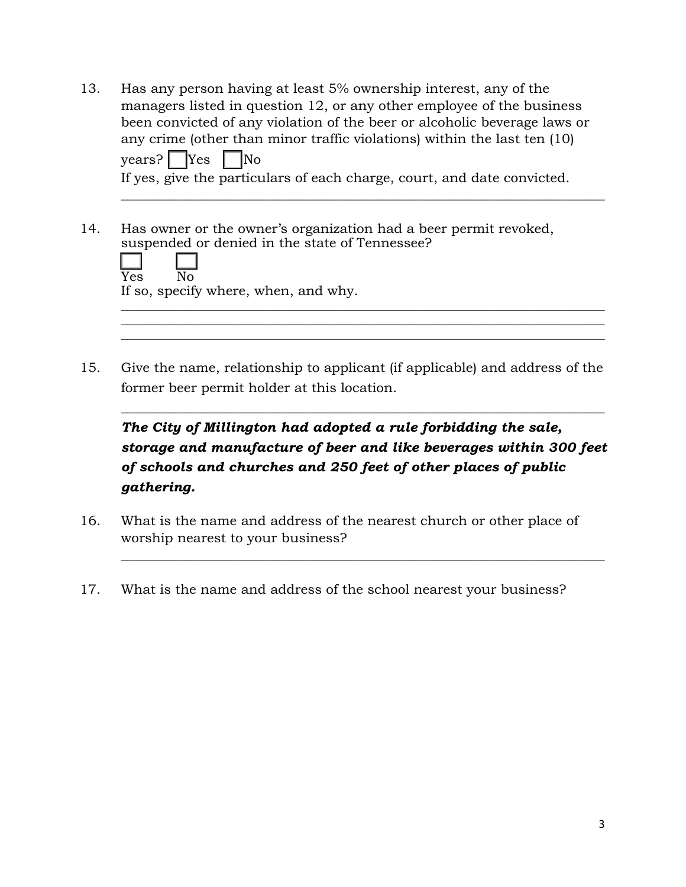13. Has any person having at least 5% ownership interest, any of the managers listed in question 12, or any other employee of the business been convicted of any violation of the beer or alcoholic beverage laws or any crime (other than minor traffic violations) within the last ten (10) years? ☐ Yes ☐ No

    If yes, give the particulars of each charge, court, and date convicted.

    ______________________________________________________________________

14. Has owner or the owner's organization had a beer permit revoked, suspended or denied in the state of Tennessee?

    ☐ Yes ☐ No

    If so, specify where, when, and why.

    ______________________________________________________________________
    ______________________________________________________________________
    ______________________________________________________________________

15. Give the name, relationship to applicant (if applicable) and address of the former beer permit holder at this location.

    ______________________________________________________________________

    ***The City of Millington had adopted a rule forbidding the sale, storage and manufacture of beer and like beverages within 300 feet of schools and churches and 250 feet of other places of public gathering.***

16. What is the name and address of the nearest church or other place of worship nearest to your business?

    ______________________________________________________________________

17. What is the name and address of the school nearest your business?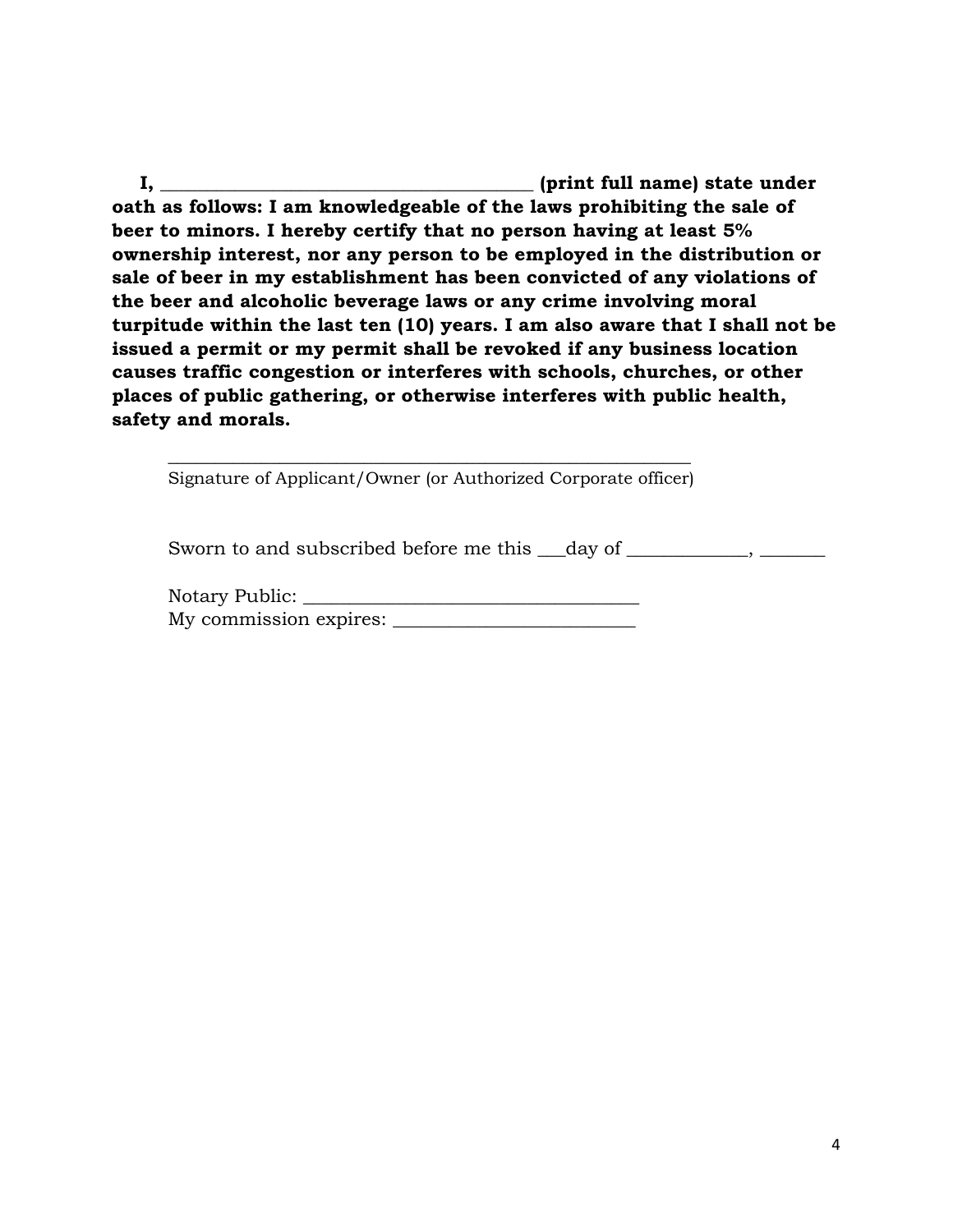**I, ________________________________________ (print full name) state under oath as follows: I am knowledgeable of the laws prohibiting the sale of beer to minors. I hereby certify that no person having at least 5% ownership interest, nor any person to be employed in the distribution or sale of beer in my establishment has been convicted of any violations of the beer and alcoholic beverage laws or any crime involving moral turpitude within the last ten (10) years. I am also aware that I shall not be issued a permit or my permit shall be revoked if any business location causes traffic congestion or interferes with schools, churches, or other places of public gathering, or otherwise interferes with public health, safety and morals.**

____________________________________________________________
Signature of Applicant/Owner (or Authorized Corporate officer)

Sworn to and subscribed before me this ___day of _____________, _______

Notary Public: ____________________________________
My commission expires: _________________________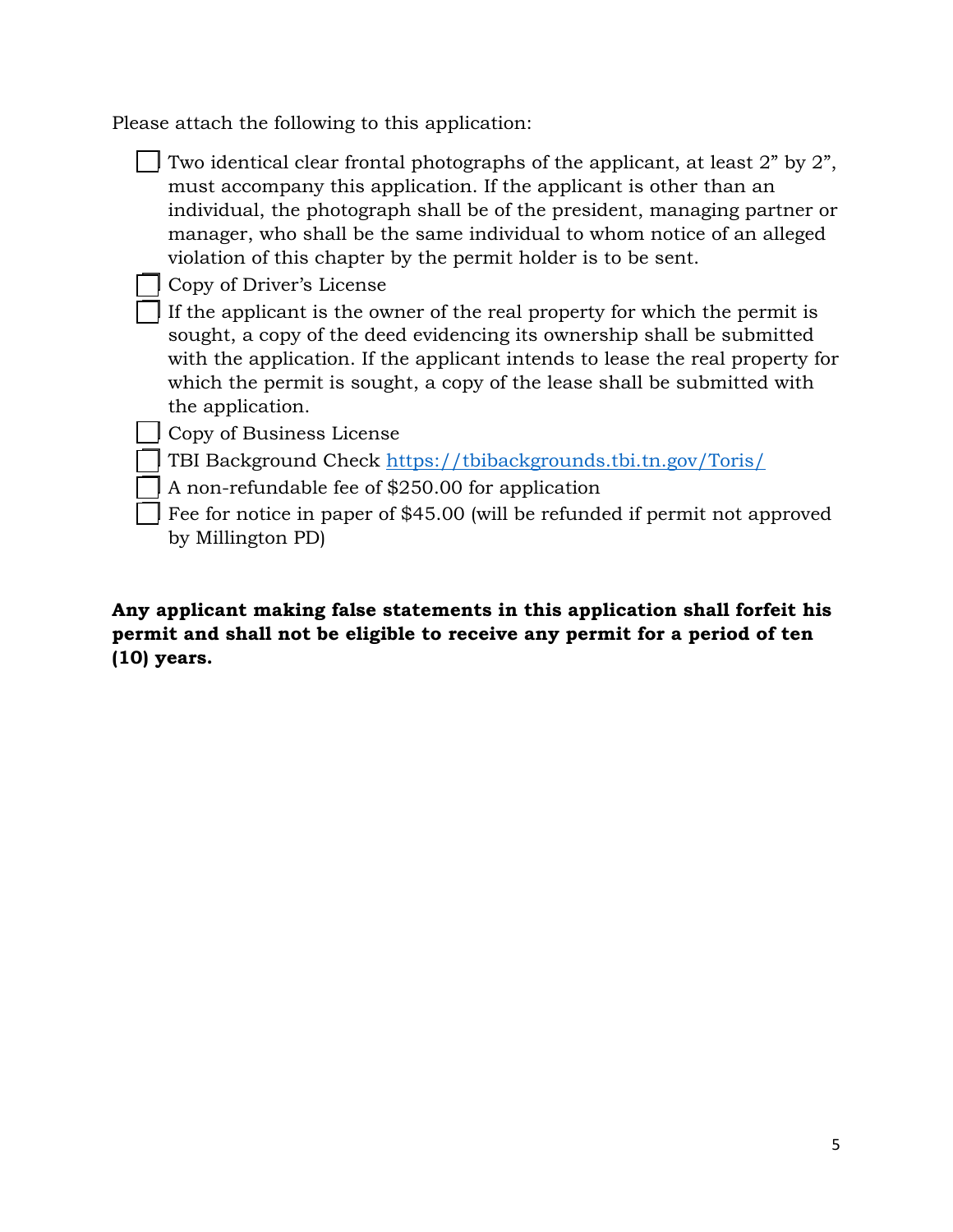Please attach the following to this application:

- [ ] Two identical clear frontal photographs of the applicant, at least 2" by 2", must accompany this application. If the applicant is other than an individual, the photograph shall be of the president, managing partner or manager, who shall be the same individual to whom notice of an alleged violation of this chapter by the permit holder is to be sent.
- [ ] Copy of Driver's License
- [ ] If the applicant is the owner of the real property for which the permit is sought, a copy of the deed evidencing its ownership shall be submitted with the application. If the applicant intends to lease the real property for which the permit is sought, a copy of the lease shall be submitted with the application.
- [ ] Copy of Business License
- [ ] TBI Background Check [https://tbibackgrounds.tbi.tn.gov/Toris/](https://tbibackgrounds.tbi.tn.gov/Toris/)
- [ ] A non-refundable fee of $250.00 for application
- [ ] Fee for notice in paper of $45.00 (will be refunded if permit not approved by Millington PD)

**Any applicant making false statements in this application shall forfeit his permit and shall not be eligible to receive any permit for a period of ten (10) years.**